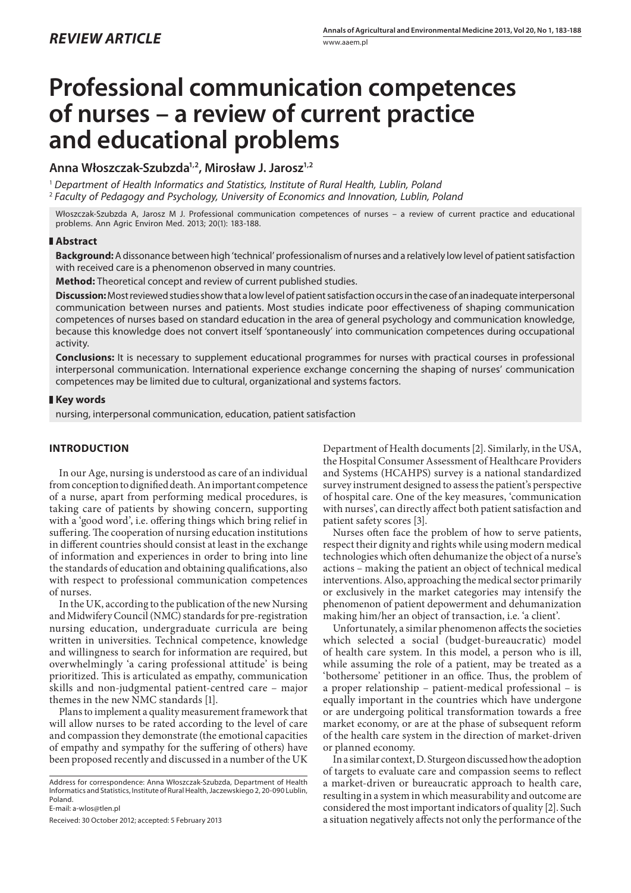*REVIEW ARTICLE*

# Professional communication competences of nurses – a review of current practice and educational problems

**Anna Włoszczak-Szubzda[1,2], Mirosław J. Jarosz[1,2]**

[1] *Department of Health Informatics and Statistics, Institute of Rural Health, Lublin, Poland*
[2] *Faculty of Pedagogy and Psychology, University of Economics and Innovation, Lublin, Poland*

Włoszczak-Szubzda A, Jarosz M J. Professional communication competences of nurses – a review of current practice and educational problems. Ann Agric Environ Med. 2013; 20(1): 183-188.

## Abstract

**Background:** A dissonance between high 'technical' professionalism of nurses and a relatively low level of patient satisfaction with received care is a phenomenon observed in many countries.

**Method:** Theoretical concept and review of current published studies.

**Discussion:** Most reviewed studies show that a low level of patient satisfaction occurs in the case of an inadequate interpersonal communication between nurses and patients. Most studies indicate poor effectiveness of shaping communication competences of nurses based on standard education in the area of general psychology and communication knowledge, because this knowledge does not convert itself 'spontaneously' into communication competences during occupational activity.

**Conclusions:** It is necessary to supplement educational programmes for nurses with practical courses in professional interpersonal communication. International experience exchange concerning the shaping of nurses' communication competences may be limited due to cultural, organizational and systems factors.

## Key words

nursing, interpersonal communication, education, patient satisfaction

## INTRODUCTION

In our Age, nursing is understood as care of an individual from conception to dignified death. An important competence of a nurse, apart from performing medical procedures, is taking care of patients by showing concern, supporting with a 'good word', i.e. offering things which bring relief in suffering. The cooperation of nursing education institutions in different countries should consist at least in the exchange of information and experiences in order to bring into line the standards of education and obtaining qualifications, also with respect to professional communication competences of nurses.

In the UK, according to the publication of the new Nursing and Midwifery Council (NMC) standards for pre-registration nursing education, undergraduate curricula are being written in universities. Technical competence, knowledge and willingness to search for information are required, but overwhelmingly 'a caring professional attitude' is being prioritized. This is articulated as empathy, communication skills and non-judgmental patient-centred care – major themes in the new NMC standards [1].

Plans to implement a quality measurement framework that will allow nurses to be rated according to the level of care and compassion they demonstrate (the emotional capacities of empathy and sympathy for the suffering of others) have been proposed recently and discussed in a number of the UK Department of Health documents [2]. Similarly, in the USA, the Hospital Consumer Assessment of Healthcare Providers and Systems (HCAHPS) survey is a national standardized survey instrument designed to assess the patient's perspective of hospital care. One of the key measures, 'communication with nurses', can directly affect both patient satisfaction and patient safety scores [3].

Nurses often face the problem of how to serve patients, respect their dignity and rights while using modern medical technologies which often dehumanize the object of a nurse's actions – making the patient an object of technical medical interventions. Also, approaching the medical sector primarily or exclusively in the market categories may intensify the phenomenon of patient depowerment and dehumanization making him/her an object of transaction, i.e. 'a client'.

Unfortunately, a similar phenomenon affects the societies which selected a social (budget-bureaucratic) model of health care system. In this model, a person who is ill, while assuming the role of a patient, may be treated as a 'bothersome' petitioner in an office. Thus, the problem of a proper relationship – patient-medical professional – is equally important in the countries which have undergone or are undergoing political transformation towards a free market economy, or are at the phase of subsequent reform of the health care system in the direction of market-driven or planned economy.

In a similar context, D. Sturgeon discussed how the adoption of targets to evaluate care and compassion seems to reflect a market-driven or bureaucratic approach to health care, resulting in a system in which measurability and outcome are considered the most important indicators of quality [2]. Such a situation negatively affects not only the performance of the

Address for correspondence: Anna Włoszczak-Szubzda, Department of Health Informatics and Statistics, Institute of Rural Health, Jaczewskiego 2, 20-090 Lublin, Poland.
E-mail: a-wlos@tlen.pl

Received: 30 October 2012; accepted: 5 February 2013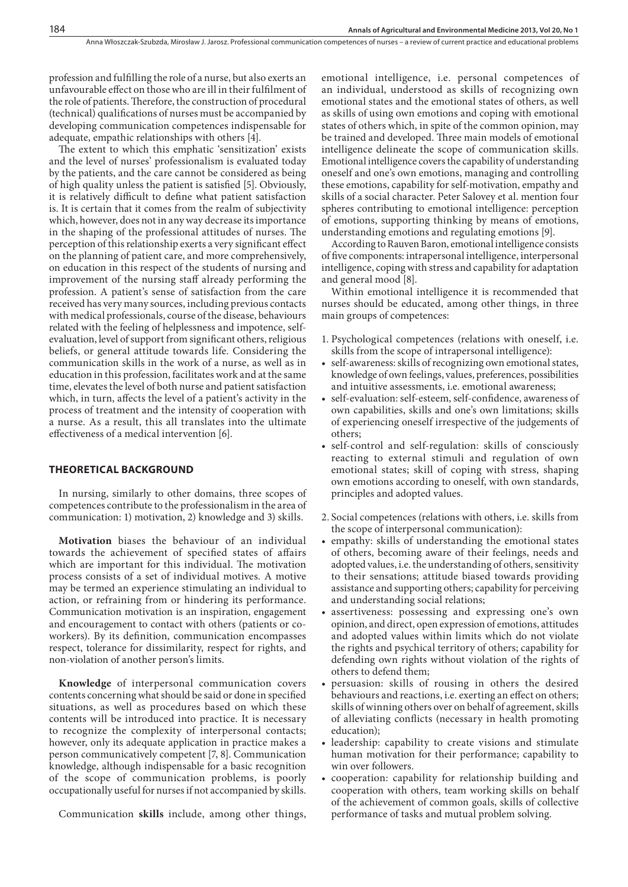profession and fulfilling the role of a nurse, but also exerts an unfavourable effect on those who are ill in their fulfilment of the role of patients. Therefore, the construction of procedural (technical) qualifications of nurses must be accompanied by developing communication competences indispensable for adequate, empathic relationships with others [4].

The extent to which this emphatic 'sensitization' exists and the level of nurses' professionalism is evaluated today by the patients, and the care cannot be considered as being of high quality unless the patient is satisfied [5]. Obviously, it is relatively difficult to define what patient satisfaction is. It is certain that it comes from the realm of subjectivity which, however, does not in any way decrease its importance in the shaping of the professional attitudes of nurses. The perception of this relationship exerts a very significant effect on the planning of patient care, and more comprehensively, on education in this respect of the students of nursing and improvement of the nursing staff already performing the profession. A patient's sense of satisfaction from the care received has very many sources, including previous contacts with medical professionals, course of the disease, behaviours related with the feeling of helplessness and impotence, self-evaluation, level of support from significant others, religious beliefs, or general attitude towards life. Considering the communication skills in the work of a nurse, as well as in education in this profession, facilitates work and at the same time, elevates the level of both nurse and patient satisfaction which, in turn, affects the level of a patient's activity in the process of treatment and the intensity of cooperation with a nurse. As a result, this all translates into the ultimate effectiveness of a medical intervention [6].

## THEORETICAL BACKGROUND

In nursing, similarly to other domains, three scopes of competences contribute to the professionalism in the area of communication: 1) motivation, 2) knowledge and 3) skills.

**Motivation** biases the behaviour of an individual towards the achievement of specified states of affairs which are important for this individual. The motivation process consists of a set of individual motives. A motive may be termed an experience stimulating an individual to action, or refraining from or hindering its performance. Communication motivation is an inspiration, engagement and encouragement to contact with others (patients or co-workers). By its definition, communication encompasses respect, tolerance for dissimilarity, respect for rights, and non-violation of another person's limits.

**Knowledge** of interpersonal communication covers contents concerning what should be said or done in specified situations, as well as procedures based on which these contents will be introduced into practice. It is necessary to recognize the complexity of interpersonal contacts; however, only its adequate application in practice makes a person communicatively competent [7, 8]. Communication knowledge, although indispensable for a basic recognition of the scope of communication problems, is poorly occupationally useful for nurses if not accompanied by skills.

Communication **skills** include, among other things, emotional intelligence, i.e. personal competences of an individual, understood as skills of recognizing own emotional states and the emotional states of others, as well as skills of using own emotions and coping with emotional states of others which, in spite of the common opinion, may be trained and developed. Three main models of emotional intelligence delineate the scope of communication skills. Emotional intelligence covers the capability of understanding oneself and one's own emotions, managing and controlling these emotions, capability for self-motivation, empathy and skills of a social character. Peter Salovey et al. mention four spheres contributing to emotional intelligence: perception of emotions, supporting thinking by means of emotions, understanding emotions and regulating emotions [9].

According to Rauven Baron, emotional intelligence consists of five components: intrapersonal intelligence, interpersonal intelligence, coping with stress and capability for adaptation and general mood [8].

Within emotional intelligence it is recommended that nurses should be educated, among other things, in three main groups of competences:

1. Psychological competences (relations with oneself, i.e. skills from the scope of intrapersonal intelligence):
   - self-awareness: skills of recognizing own emotional states, knowledge of own feelings, values, preferences, possibilities and intuitive assessments, i.e. emotional awareness;
   - self-evaluation: self-esteem, self-confidence, awareness of own capabilities, skills and one's own limitations; skills of experiencing oneself irrespective of the judgements of others;
   - self-control and self-regulation: skills of consciously reacting to external stimuli and regulation of own emotional states; skill of coping with stress, shaping own emotions according to oneself, with own standards, principles and adopted values.

2. Social competences (relations with others, i.e. skills from the scope of interpersonal communication):
   - empathy: skills of understanding the emotional states of others, becoming aware of their feelings, needs and adopted values, i.e. the understanding of others, sensitivity to their sensations; attitude biased towards providing assistance and supporting others; capability for perceiving and understanding social relations;
   - assertiveness: possessing and expressing one's own opinion, and direct, open expression of emotions, attitudes and adopted values within limits which do not violate the rights and psychical territory of others; capability for defending own rights without violation of the rights of others to defend them;
   - persuasion: skills of rousing in others the desired behaviours and reactions, i.e. exerting an effect on others; skills of winning others over on behalf of agreement, skills of alleviating conflicts (necessary in health promoting education);
   - leadership: capability to create visions and stimulate human motivation for their performance; capability to win over followers.
   - cooperation: capability for relationship building and cooperation with others, team working skills on behalf of the achievement of common goals, skills of collective performance of tasks and mutual problem solving.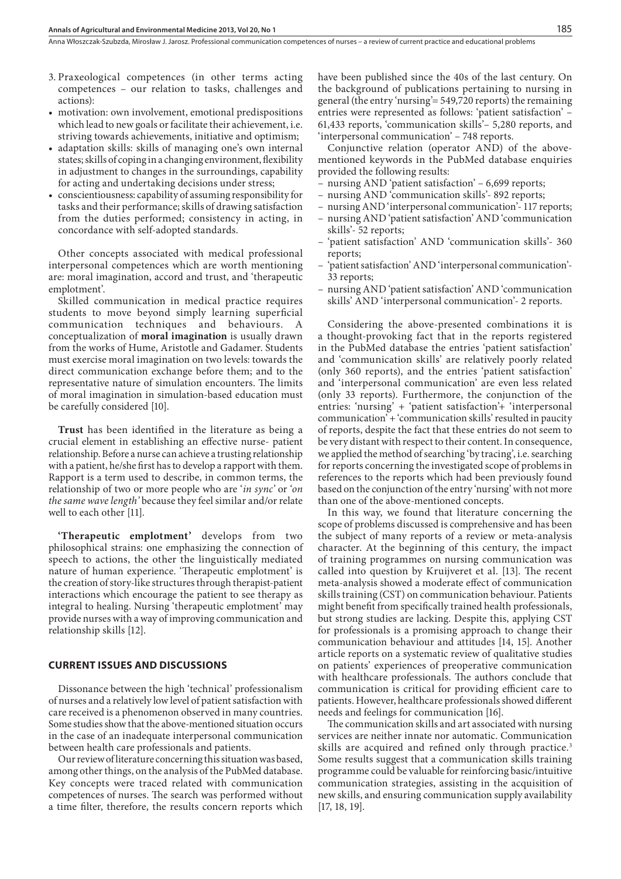3. Praxeological competences (in other terms acting competences – our relation to tasks, challenges and actions):

- motivation: own involvement, emotional predispositions which lead to new goals or facilitate their achievement, i.e. striving towards achievements, initiative and optimism;
- adaptation skills: skills of managing one's own internal states; skills of coping in a changing environment, flexibility in adjustment to changes in the surroundings, capability for acting and undertaking decisions under stress;
- conscientiousness: capability of assuming responsibility for tasks and their performance; skills of drawing satisfaction from the duties performed; consistency in acting, in concordance with self-adopted standards.

Other concepts associated with medical professional interpersonal competences which are worth mentioning are: moral imagination, accord and trust, and 'therapeutic emplotment'.

Skilled communication in medical practice requires students to move beyond simply learning superficial communication techniques and behaviours. A conceptualization of **moral imagination** is usually drawn from the works of Hume, Aristotle and Gadamer. Students must exercise moral imagination on two levels: towards the direct communication exchange before them; and to the representative nature of simulation encounters. The limits of moral imagination in simulation-based education must be carefully considered [10].

**Trust** has been identified in the literature as being a crucial element in establishing an effective nurse- patient relationship. Before a nurse can achieve a trusting relationship with a patient, he/she first has to develop a rapport with them. Rapport is a term used to describe, in common terms, the relationship of two or more people who are '*in sync*' or '*on the same wave length*' because they feel similar and/or relate well to each other [11].

**'Therapeutic emplotment'** develops from two philosophical strains: one emphasizing the connection of speech to actions, the other the linguistically mediated nature of human experience. 'Therapeutic emplotment' is the creation of story-like structures through therapist-patient interactions which encourage the patient to see therapy as integral to healing. Nursing 'therapeutic emplotment' may provide nurses with a way of improving communication and relationship skills [12].

## CURRENT ISSUES AND DISCUSSIONS

Dissonance between the high 'technical' professionalism of nurses and a relatively low level of patient satisfaction with care received is a phenomenon observed in many countries. Some studies show that the above-mentioned situation occurs in the case of an inadequate interpersonal communication between health care professionals and patients.

Our review of literature concerning this situation was based, among other things, on the analysis of the PubMed database. Key concepts were traced related with communication competences of nurses. The search was performed without a time filter, therefore, the results concern reports which have been published since the 40s of the last century. On the background of publications pertaining to nursing in general (the entry 'nursing'= 549,720 reports) the remaining entries were represented as follows: 'patient satisfaction' – 61,433 reports, 'communication skills'– 5,280 reports, and 'interpersonal communication' – 748 reports.

Conjunctive relation (operator AND) of the above-mentioned keywords in the PubMed database enquiries provided the following results:

- nursing AND 'patient satisfaction' – 6,699 reports;
- nursing AND 'communication skills'- 892 reports;
- nursing AND 'interpersonal communication'- 117 reports;
- nursing AND 'patient satisfaction' AND 'communication skills'- 52 reports;
- 'patient satisfaction' AND 'communication skills'- 360 reports;
- 'patient satisfaction' AND 'interpersonal communication'- 33 reports;
- nursing AND 'patient satisfaction' AND 'communication skills' AND 'interpersonal communication'- 2 reports.

Considering the above-presented combinations it is a thought-provoking fact that in the reports registered in the PubMed database the entries 'patient satisfaction' and 'communication skills' are relatively poorly related (only 360 reports), and the entries 'patient satisfaction' and 'interpersonal communication' are even less related (only 33 reports). Furthermore, the conjunction of the entries: 'nursing' + 'patient satisfaction'+ 'interpersonal communication' + 'communication skills' resulted in paucity of reports, despite the fact that these entries do not seem to be very distant with respect to their content. In consequence, we applied the method of searching 'by tracing', i.e. searching for reports concerning the investigated scope of problems in references to the reports which had been previously found based on the conjunction of the entry 'nursing' with not more than one of the above-mentioned concepts.

In this way, we found that literature concerning the scope of problems discussed is comprehensive and has been the subject of many reports of a review or meta-analysis character. At the beginning of this century, the impact of training programmes on nursing communication was called into question by Kruijveret et al. [13]. The recent meta-analysis showed a moderate effect of communication skills training (CST) on communication behaviour. Patients might benefit from specifically trained health professionals, but strong studies are lacking. Despite this, applying CST for professionals is a promising approach to change their communication behaviour and attitudes [14, 15]. Another article reports on a systematic review of qualitative studies on patients' experiences of preoperative communication with healthcare professionals. The authors conclude that communication is critical for providing efficient care to patients. However, healthcare professionals showed different needs and feelings for communication [16].

The communication skills and art associated with nursing services are neither innate nor automatic. Communication skills are acquired and refined only through practice.[3] Some results suggest that a communication skills training programme could be valuable for reinforcing basic/intuitive communication strategies, assisting in the acquisition of new skills, and ensuring communication supply availability [17, 18, 19].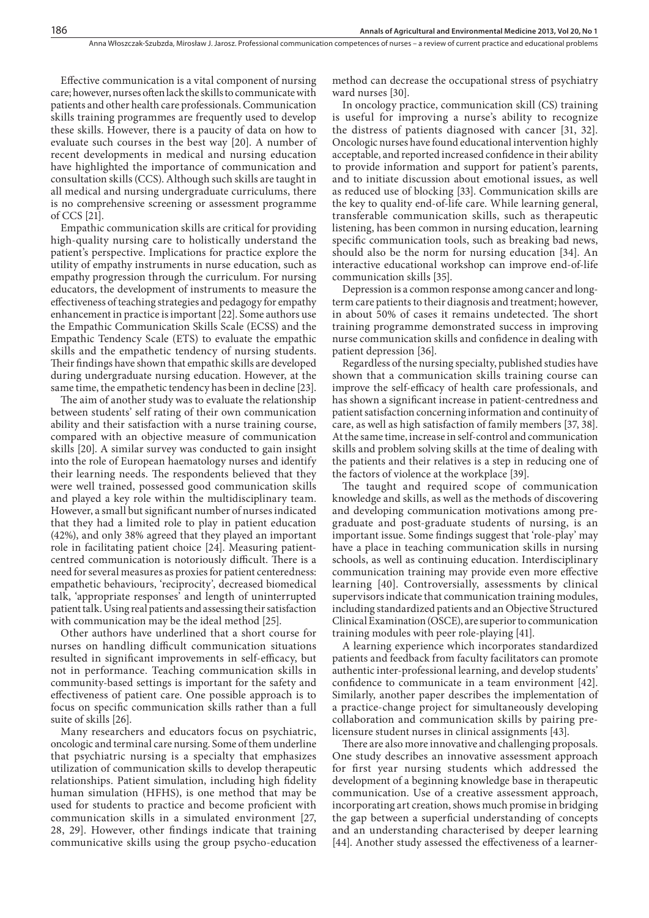Effective communication is a vital component of nursing care; however, nurses often lack the skills to communicate with patients and other health care professionals. Communication skills training programmes are frequently used to develop these skills. However, there is a paucity of data on how to evaluate such courses in the best way [20]. A number of recent developments in medical and nursing education have highlighted the importance of communication and consultation skills (CCS). Although such skills are taught in all medical and nursing undergraduate curriculums, there is no comprehensive screening or assessment programme of CCS [21].

Empathic communication skills are critical for providing high-quality nursing care to holistically understand the patient's perspective. Implications for practice explore the utility of empathy instruments in nurse education, such as empathy progression through the curriculum. For nursing educators, the development of instruments to measure the effectiveness of teaching strategies and pedagogy for empathy enhancement in practice is important [22]. Some authors use the Empathic Communication Skills Scale (ECSS) and the Empathic Tendency Scale (ETS) to evaluate the empathic skills and the empathetic tendency of nursing students. Their findings have shown that empathic skills are developed during undergraduate nursing education. However, at the same time, the empathetic tendency has been in decline [23].

The aim of another study was to evaluate the relationship between students' self rating of their own communication ability and their satisfaction with a nurse training course, compared with an objective measure of communication skills [20]. A similar survey was conducted to gain insight into the role of European haematology nurses and identify their learning needs. The respondents believed that they were well trained, possessed good communication skills and played a key role within the multidisciplinary team. However, a small but significant number of nurses indicated that they had a limited role to play in patient education (42%), and only 38% agreed that they played an important role in facilitating patient choice [24]. Measuring patient-centred communication is notoriously difficult. There is a need for several measures as proxies for patient centeredness: empathetic behaviours, 'reciprocity', decreased biomedical talk, 'appropriate responses' and length of uninterrupted patient talk. Using real patients and assessing their satisfaction with communication may be the ideal method [25].

Other authors have underlined that a short course for nurses on handling difficult communication situations resulted in significant improvements in self-efficacy, but not in performance. Teaching communication skills in community-based settings is important for the safety and effectiveness of patient care. One possible approach is to focus on specific communication skills rather than a full suite of skills [26].

Many researchers and educators focus on psychiatric, oncologic and terminal care nursing. Some of them underline that psychiatric nursing is a specialty that emphasizes utilization of communication skills to develop therapeutic relationships. Patient simulation, including high fidelity human simulation (HFHS), is one method that may be used for students to practice and become proficient with communication skills in a simulated environment [27, 28, 29]. However, other findings indicate that training communicative skills using the group psycho-education method can decrease the occupational stress of psychiatry ward nurses [30].

In oncology practice, communication skill (CS) training is useful for improving a nurse's ability to recognize the distress of patients diagnosed with cancer [31, 32]. Oncologic nurses have found educational intervention highly acceptable, and reported increased confidence in their ability to provide information and support for patient's parents, and to initiate discussion about emotional issues, as well as reduced use of blocking [33]. Communication skills are the key to quality end-of-life care. While learning general, transferable communication skills, such as therapeutic listening, has been common in nursing education, learning specific communication tools, such as breaking bad news, should also be the norm for nursing education [34]. An interactive educational workshop can improve end-of-life communication skills [35].

Depression is a common response among cancer and long-term care patients to their diagnosis and treatment; however, in about 50% of cases it remains undetected. The short training programme demonstrated success in improving nurse communication skills and confidence in dealing with patient depression [36].

Regardless of the nursing specialty, published studies have shown that a communication skills training course can improve the self-efficacy of health care professionals, and has shown a significant increase in patient-centredness and patient satisfaction concerning information and continuity of care, as well as high satisfaction of family members [37, 38]. At the same time, increase in self-control and communication skills and problem solving skills at the time of dealing with the patients and their relatives is a step in reducing one of the factors of violence at the workplace [39].

The taught and required scope of communication knowledge and skills, as well as the methods of discovering and developing communication motivations among pre-graduate and post-graduate students of nursing, is an important issue. Some findings suggest that 'role-play' may have a place in teaching communication skills in nursing schools, as well as continuing education. Interdisciplinary communication training may provide even more effective learning [40]. Controversially, assessments by clinical supervisors indicate that communication training modules, including standardized patients and an Objective Structured Clinical Examination (OSCE), are superior to communication training modules with peer role-playing [41].

A learning experience which incorporates standardized patients and feedback from faculty facilitators can promote authentic inter-professional learning, and develop students' confidence to communicate in a team environment [42]. Similarly, another paper describes the implementation of a practice-change project for simultaneously developing collaboration and communication skills by pairing pre-licensure student nurses in clinical assignments [43].

There are also more innovative and challenging proposals. One study describes an innovative assessment approach for first year nursing students which addressed the development of a beginning knowledge base in therapeutic communication. Use of a creative assessment approach, incorporating art creation, shows much promise in bridging the gap between a superficial understanding of concepts and an understanding characterised by deeper learning [44]. Another study assessed the effectiveness of a learner-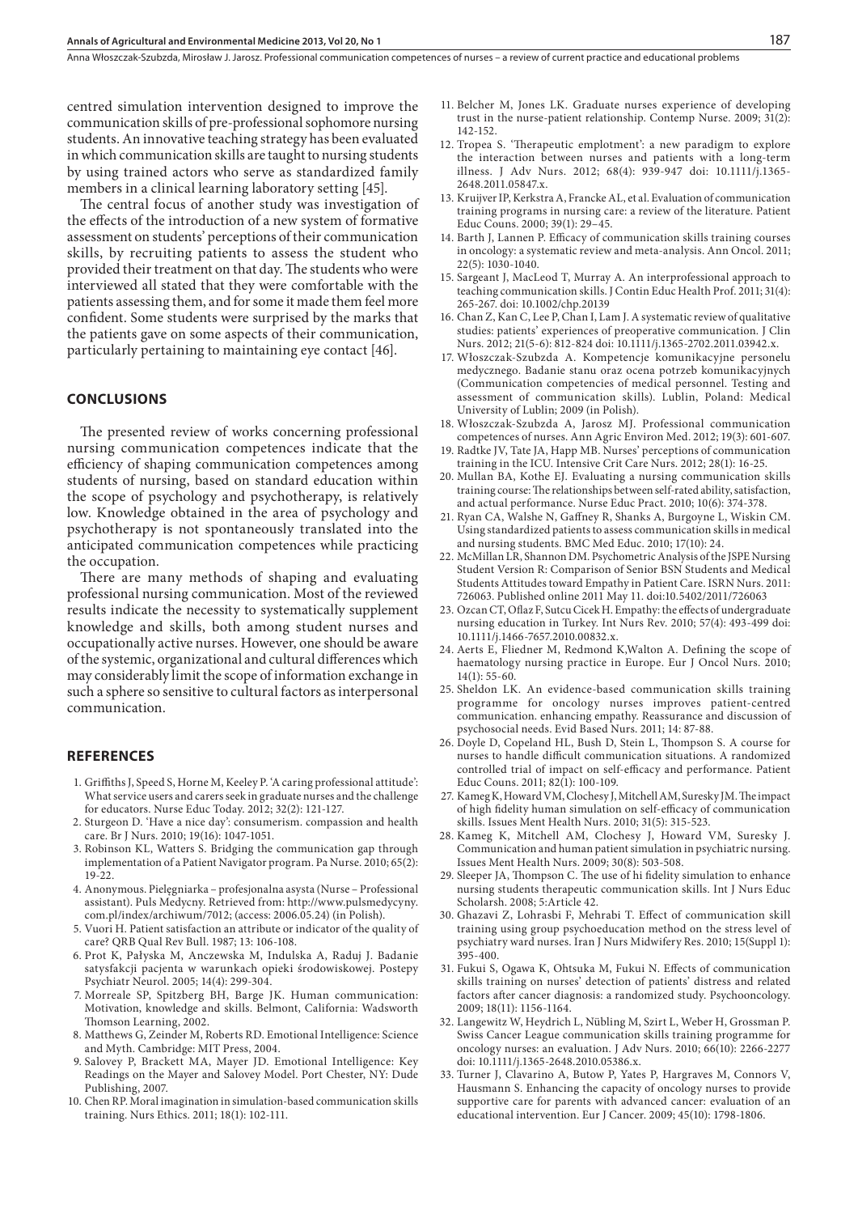centred simulation intervention designed to improve the communication skills of pre-professional sophomore nursing students. An innovative teaching strategy has been evaluated in which communication skills are taught to nursing students by using trained actors who serve as standardized family members in a clinical learning laboratory setting [45].

The central focus of another study was investigation of the effects of the introduction of a new system of formative assessment on students' perceptions of their communication skills, by recruiting patients to assess the student who provided their treatment on that day. The students who were interviewed all stated that they were comfortable with the patients assessing them, and for some it made them feel more confident. Some students were surprised by the marks that the patients gave on some aspects of their communication, particularly pertaining to maintaining eye contact [46].

## CONCLUSIONS

The presented review of works concerning professional nursing communication competences indicate that the efficiency of shaping communication competences among students of nursing, based on standard education within the scope of psychology and psychotherapy, is relatively low. Knowledge obtained in the area of psychology and psychotherapy is not spontaneously translated into the anticipated communication competences while practicing the occupation.

There are many methods of shaping and evaluating professional nursing communication. Most of the reviewed results indicate the necessity to systematically supplement knowledge and skills, both among student nurses and occupationally active nurses. However, one should be aware of the systemic, organizational and cultural differences which may considerably limit the scope of information exchange in such a sphere so sensitive to cultural factors as interpersonal communication.

## REFERENCES

1. Griffiths J, Speed S, Horne M, Keeley P. 'A caring professional attitude': What service users and carers seek in graduate nurses and the challenge for educators. Nurse Educ Today. 2012; 32(2): 121-127.
2. Sturgeon D. 'Have a nice day': consumerism. compassion and health care. Br J Nurs. 2010; 19(16): 1047-1051.
3. Robinson KL, Watters S. Bridging the communication gap through implementation of a Patient Navigator program. Pa Nurse. 2010; 65(2): 19-22.
4. Anonymous. Pielęgniarka – profesjonalna asysta (Nurse – Professional assistant). Puls Medycny. Retrieved from: http://www.pulsmedycyny.com.pl/index/archiwum/7012; (access: 2006.05.24) (in Polish).
5. Vuori H. Patient satisfaction an attribute or indicator of the quality of care? QRB Qual Rev Bull. 1987; 13: 106-108.
6. Prot K, Pałyska M, Anczewska M, Indulska A, Raduj J. Badanie satysfakcji pacjenta w warunkach opieki środowiskowej. Postepy Psychiatr Neurol. 2005; 14(4): 299-304.
7. Morreale SP, Spitzberg BH, Barge JK. Human communication: Motivation, knowledge and skills. Belmont, California: Wadsworth Thomson Learning, 2002.
8. Matthews G, Zeinder M, Roberts RD. Emotional Intelligence: Science and Myth. Cambridge: MIT Press, 2004.
9. Salovey P, Brackett MA, Mayer JD. Emotional Intelligence: Key Readings on the Mayer and Salovey Model. Port Chester, NY: Dude Publishing, 2007.
10. Chen RP. Moral imagination in simulation-based communication skills training. Nurs Ethics. 2011; 18(1): 102-111.
11. Belcher M, Jones LK. Graduate nurses experience of developing trust in the nurse-patient relationship. Contemp Nurse. 2009; 31(2): 142-152.
12. Tropea S. 'Therapeutic emplotment': a new paradigm to explore the interaction between nurses and patients with a long-term illness. J Adv Nurs. 2012; 68(4): 939-947 doi: 10.1111/j.1365-2648.2011.05847.x.
13. Kruijver IP, Kerkstra A, Francke AL, et al. Evaluation of communication training programs in nursing care: a review of the literature. Patient Educ Couns. 2000; 39(1): 29–45.
14. Barth J, Lannen P. Efficacy of communication skills training courses in oncology: a systematic review and meta-analysis. Ann Oncol. 2011; 22(5): 1030-1040.
15. Sargeant J, MacLeod T, Murray A. An interprofessional approach to teaching communication skills. J Contin Educ Health Prof. 2011; 31(4): 265-267. doi: 10.1002/chp.20139
16. Chan Z, Kan C, Lee P, Chan I, Lam J. A systematic review of qualitative studies: patients' experiences of preoperative communication. J Clin Nurs. 2012; 21(5-6): 812-824 doi: 10.1111/j.1365-2702.2011.03942.x.
17. Włoszczak-Szubzda A. Kompetencje komunikacyjne personelu medycznego. Badanie stanu oraz ocena potrzeb komunikacyjnych (Communication competencies of medical personnel. Testing and assessment of communication skills). Lublin, Poland: Medical University of Lublin; 2009 (in Polish).
18. Włoszczak-Szubzda A, Jarosz MJ. Professional communication competences of nurses. Ann Agric Environ Med. 2012; 19(3): 601-607.
19. Radtke JV, Tate JA, Happ MB. Nurses' perceptions of communication training in the ICU. Intensive Crit Care Nurs. 2012; 28(1): 16-25.
20. Mullan BA, Kothe EJ. Evaluating a nursing communication skills training course: The relationships between self-rated ability, satisfaction, and actual performance. Nurse Educ Pract. 2010; 10(6): 374-378.
21. Ryan CA, Walshe N, Gaffney R, Shanks A, Burgoyne L, Wiskin CM. Using standardized patients to assess communication skills in medical and nursing students. BMC Med Educ. 2010; 17(10): 24.
22. McMillan LR, Shannon DM. Psychometric Analysis of the JSPE Nursing Student Version R: Comparison of Senior BSN Students and Medical Students Attitudes toward Empathy in Patient Care. ISRN Nurs. 2011: 726063. Published online 2011 May 11. doi:10.5402/2011/726063
23. Ozcan CT, Oflaz F, Sutcu Cicek H. Empathy: the effects of undergraduate nursing education in Turkey. Int Nurs Rev. 2010; 57(4): 493-499 doi: 10.1111/j.1466-7657.2010.00832.x.
24. Aerts E, Fliedner M, Redmond K,Walton A. Defining the scope of haematology nursing practice in Europe. Eur J Oncol Nurs. 2010; 14(1): 55-60.
25. Sheldon LK. An evidence-based communication skills training programme for oncology nurses improves patient-centred communication. enhancing empathy. Reassurance and discussion of psychosocial needs. Evid Based Nurs. 2011; 14: 87-88.
26. Doyle D, Copeland HL, Bush D, Stein L, Thompson S. A course for nurses to handle difficult communication situations. A randomized controlled trial of impact on self-efficacy and performance. Patient Educ Couns. 2011; 82(1): 100-109.
27. Kameg K, Howard VM, Clochesy J, Mitchell AM, Suresky JM. The impact of high fidelity human simulation on self-efficacy of communication skills. Issues Ment Health Nurs. 2010; 31(5): 315-523.
28. Kameg K, Mitchell AM, Clochesy J, Howard VM, Suresky J. Communication and human patient simulation in psychiatric nursing. Issues Ment Health Nurs. 2009; 30(8): 503-508.
29. Sleeper JA, Thompson C. The use of hi fidelity simulation to enhance nursing students therapeutic communication skills. Int J Nurs Educ Scholarsh. 2008; 5:Article 42.
30. Ghazavi Z, Lohrasbi F, Mehrabi T. Effect of communication skill training using group psychoeducation method on the stress level of psychiatry ward nurses. Iran J Nurs Midwifery Res. 2010; 15(Suppl 1): 395-400.
31. Fukui S, Ogawa K, Ohtsuka M, Fukui N. Effects of communication skills training on nurses' detection of patients' distress and related factors after cancer diagnosis: a randomized study. Psychooncology. 2009; 18(11): 1156-1164.
32. Langewitz W, Heydrich L, Nübling M, Szirt L, Weber H, Grossman P. Swiss Cancer League communication skills training programme for oncology nurses: an evaluation. J Adv Nurs. 2010; 66(10): 2266-2277 doi: 10.1111/j.1365-2648.2010.05386.x.
33. Turner J, Clavarino A, Butow P, Yates P, Hargraves M, Connors V, Hausmann S. Enhancing the capacity of oncology nurses to provide supportive care for parents with advanced cancer: evaluation of an educational intervention. Eur J Cancer. 2009; 45(10): 1798-1806.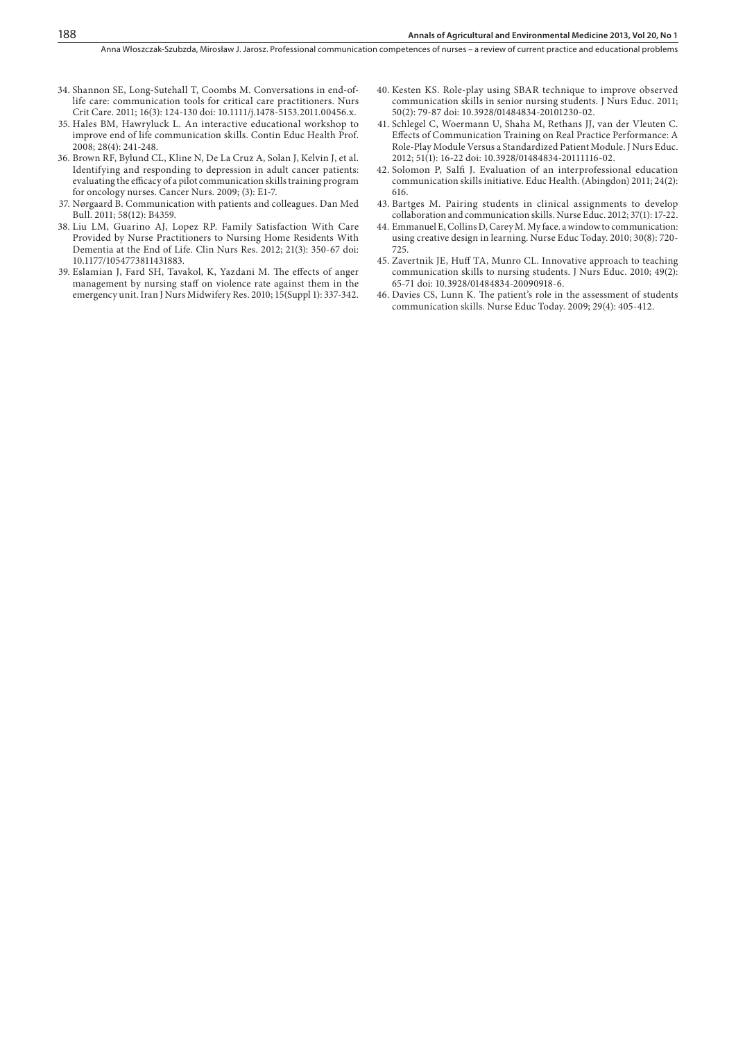34. Shannon SE, Long-Sutehall T, Coombs M. Conversations in end-of-life care: communication tools for critical care practitioners. Nurs Crit Care. 2011; 16(3): 124-130 doi: 10.1111/j.1478-5153.2011.00456.x.
35. Hales BM, Hawryluck L. An interactive educational workshop to improve end of life communication skills. Contin Educ Health Prof. 2008; 28(4): 241-248.
36. Brown RF, Bylund CL, Kline N, De La Cruz A, Solan J, Kelvin J, et al. Identifying and responding to depression in adult cancer patients: evaluating the efficacy of a pilot communication skills training program for oncology nurses. Cancer Nurs. 2009; (3): E1-7.
37. Nørgaard B. Communication with patients and colleagues. Dan Med Bull. 2011; 58(12): B4359.
38. Liu LM, Guarino AJ, Lopez RP. Family Satisfaction With Care Provided by Nurse Practitioners to Nursing Home Residents With Dementia at the End of Life. Clin Nurs Res. 2012; 21(3): 350-67 doi: 10.1177/1054773811431883.
39. Eslamian J, Fard SH, Tavakol, K, Yazdani M. The effects of anger management by nursing staff on violence rate against them in the emergency unit. Iran J Nurs Midwifery Res. 2010; 15(Suppl 1): 337-342.
40. Kesten KS. Role-play using SBAR technique to improve observed communication skills in senior nursing students. J Nurs Educ. 2011; 50(2): 79-87 doi: 10.3928/01484834-20101230-02.
41. Schlegel C, Woermann U, Shaha M, Rethans JJ, van der Vleuten C. Effects of Communication Training on Real Practice Performance: A Role-Play Module Versus a Standardized Patient Module. J Nurs Educ. 2012; 51(1): 16-22 doi: 10.3928/01484834-20111116-02.
42. Solomon P, Salfi J. Evaluation of an interprofessional education communication skills initiative. Educ Health. (Abingdon) 2011; 24(2): 616.
43. Bartges M. Pairing students in clinical assignments to develop collaboration and communication skills. Nurse Educ. 2012; 37(1): 17-22.
44. Emmanuel E, Collins D, Carey M. My face. a window to communication: using creative design in learning. Nurse Educ Today. 2010; 30(8): 720-725.
45. Zavertnik JE, Huff TA, Munro CL. Innovative approach to teaching communication skills to nursing students. J Nurs Educ. 2010; 49(2): 65-71 doi: 10.3928/01484834-20090918-6.
46. Davies CS, Lunn K. The patient's role in the assessment of students communication skills. Nurse Educ Today. 2009; 29(4): 405-412.